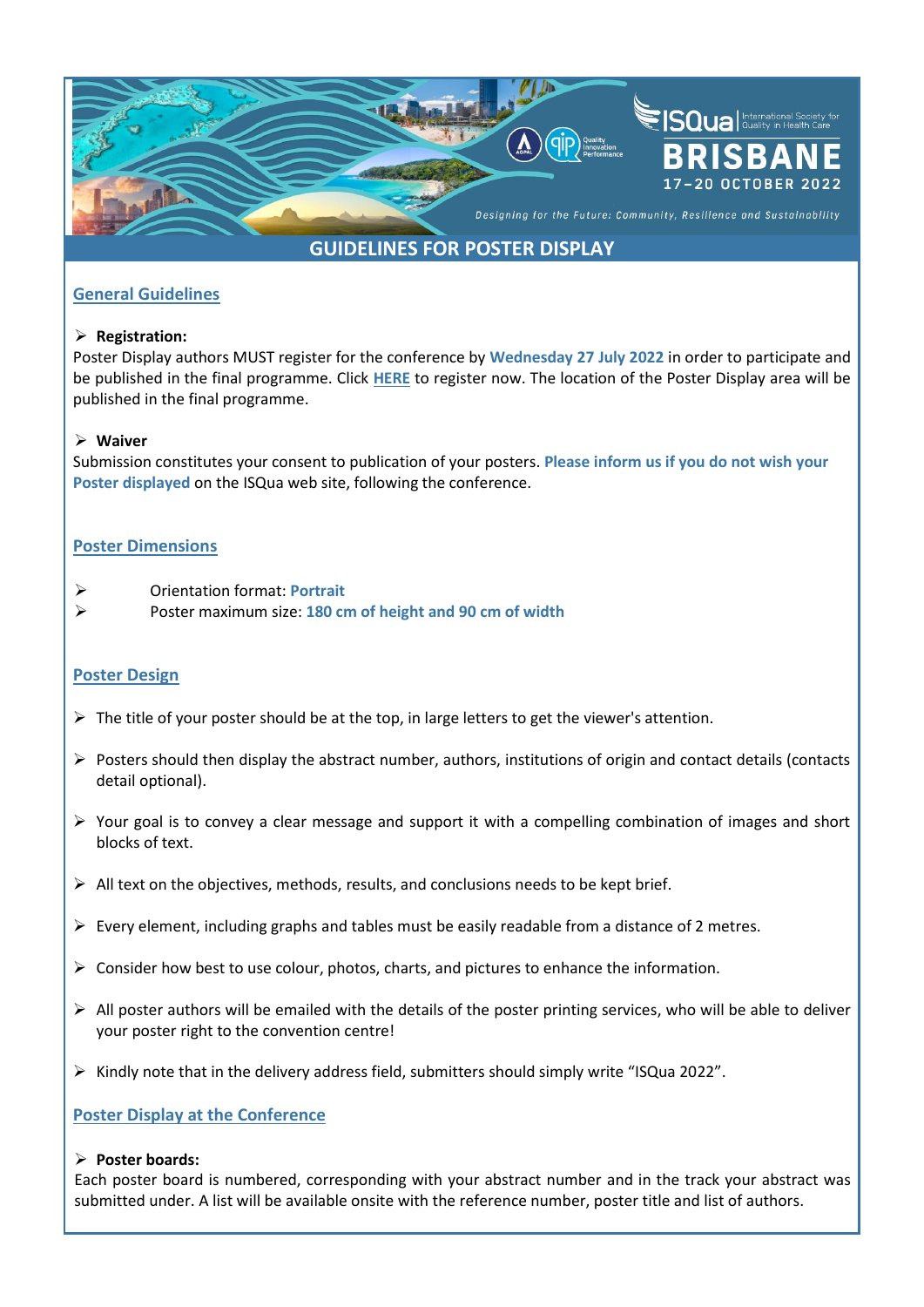ISQua | International Society for Quality in Health Care

BRISBANE

17–20 OCTOBER 2022

*Designing for the Future: Community, Resilience and Sustainability*

# GUIDELINES FOR POSTER DISPLAY

## General Guidelines

- **Registration:**

Poster Display authors MUST register for the conference by **Wednesday 27 July 2022** in order to participate and be published in the final programme. Click **HERE** to register now. The location of the Poster Display area will be published in the final programme.

- **Waiver**

Submission constitutes your consent to publication of your posters. **Please inform us if you do not wish your Poster displayed** on the ISQua web site, following the conference.

## Poster Dimensions

- Orientation format: **Portrait**
- Poster maximum size: **180 cm of height and 90 cm of width**

## Poster Design

- The title of your poster should be at the top, in large letters to get the viewer's attention.
- Posters should then display the abstract number, authors, institutions of origin and contact details (contacts detail optional).
- Your goal is to convey a clear message and support it with a compelling combination of images and short blocks of text.
- All text on the objectives, methods, results, and conclusions needs to be kept brief.
- Every element, including graphs and tables must be easily readable from a distance of 2 metres.
- Consider how best to use colour, photos, charts, and pictures to enhance the information.
- All poster authors will be emailed with the details of the poster printing services, who will be able to deliver your poster right to the convention centre!
- Kindly note that in the delivery address field, submitters should simply write "ISQua 2022".

## Poster Display at the Conference

- **Poster boards:**

Each poster board is numbered, corresponding with your abstract number and in the track your abstract was submitted under. A list will be available onsite with the reference number, poster title and list of authors.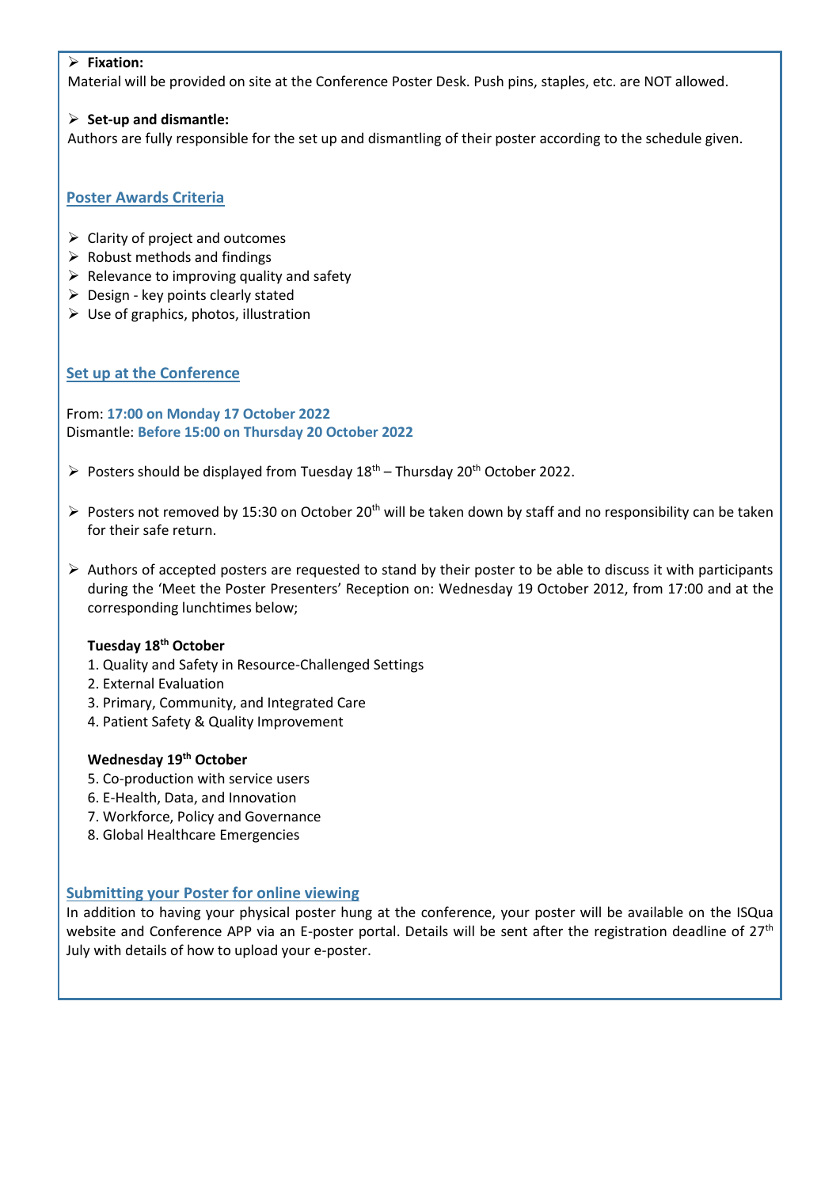- **Fixation:**

Material will be provided on site at the Conference Poster Desk. Push pins, staples, etc. are NOT allowed.

- **Set-up and dismantle:**

Authors are fully responsible for the set up and dismantling of their poster according to the schedule given.

## Poster Awards Criteria

- Clarity of project and outcomes
- Robust methods and findings
- Relevance to improving quality and safety
- Design - key points clearly stated
- Use of graphics, photos, illustration

## Set up at the Conference

From: **17:00 on Monday 17 October 2022**
Dismantle: **Before 15:00 on Thursday 20 October 2022**

- Posters should be displayed from Tuesday 18th – Thursday 20th October 2022.
- Posters not removed by 15:30 on October 20th will be taken down by staff and no responsibility can be taken for their safe return.
- Authors of accepted posters are requested to stand by their poster to be able to discuss it with participants during the 'Meet the Poster Presenters' Reception on: Wednesday 19 October 2012, from 17:00 and at the corresponding lunchtimes below;

**Tuesday 18th October**

1. Quality and Safety in Resource-Challenged Settings
2. External Evaluation
3. Primary, Community, and Integrated Care
4. Patient Safety & Quality Improvement

**Wednesday 19th October**

5. Co-production with service users
6. E-Health, Data, and Innovation
7. Workforce, Policy and Governance
8. Global Healthcare Emergencies

## Submitting your Poster for online viewing

In addition to having your physical poster hung at the conference, your poster will be available on the ISQua website and Conference APP via an E-poster portal. Details will be sent after the registration deadline of 27th July with details of how to upload your e-poster.